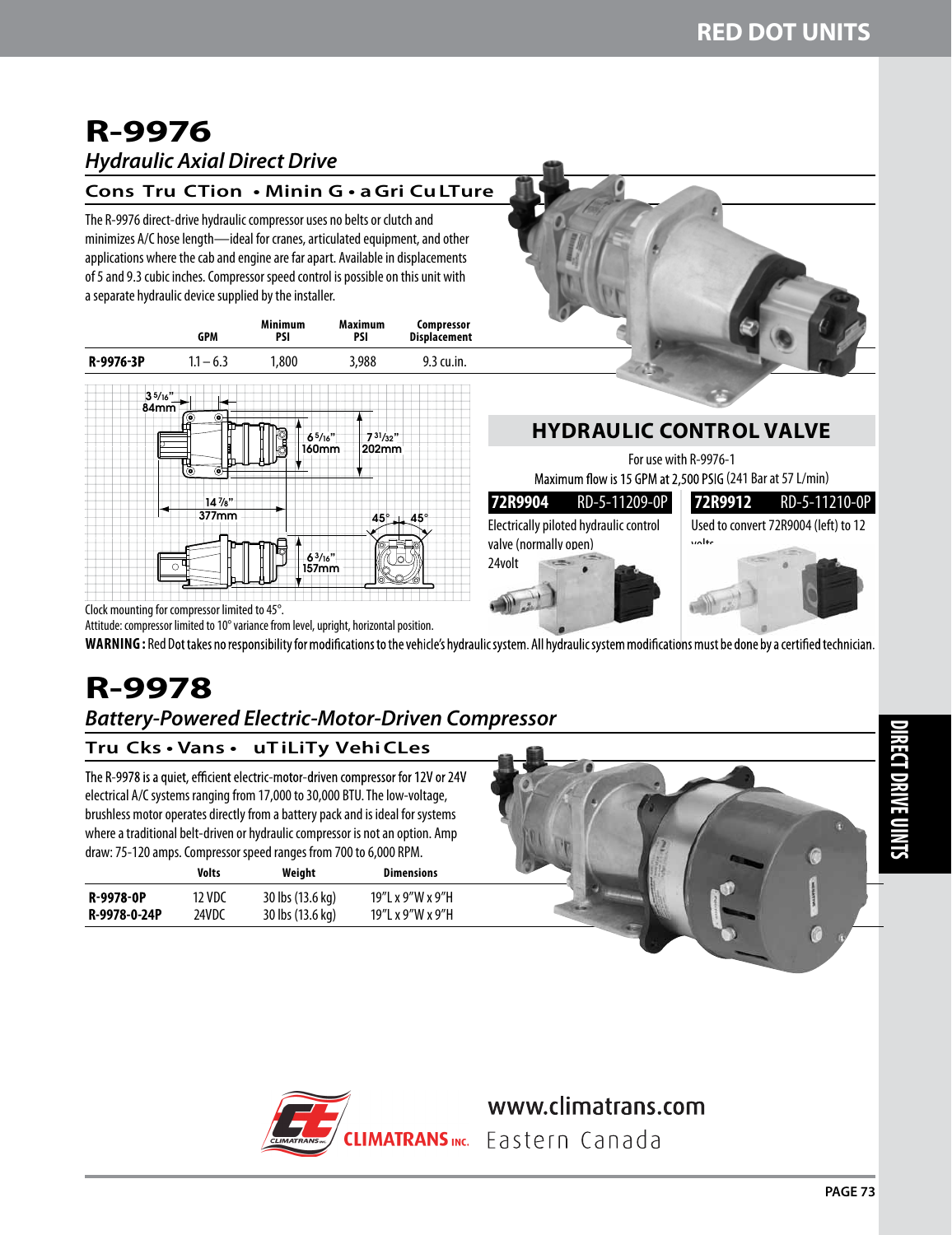# R-9976

## *Hydraulic Axial Direct Drive*

**CONSTRUCTION • MINING • AGRICULTURE**

The R-9976 direct-drive hydraulic compressor uses no belts or clutch and minimizes A/C hose length—ideal for cranes, articulated equipment, and other applications where the cab and engine are far apart. Available in displacements of 5 and 9.3 cubic inches. Compressor speed control is possible on this unit with a separate hydraulic device supplied by the installer.

| | GPM | Minimum PSI | Maximum PSI | Compressor Displacement |
|---|---|---|---|---|
| **R-9976-3P** | 1.1 – 6.3 | 1,800 | 3,988 | 9.3 cu.in. |

3 5/16" 84mm; 6 5/16" 160mm; 7 31/32" 202mm; 14 7/8" 377mm; 6 3/16" 157mm; 45°; 45°

Clock mounting for compressor limited to 45°.

Attitude: compressor limited to 10° variance from level, upright, horizontal position.

### HYDRAULIC CONTROL VALVE

For use with R-9976-1

Maximum flow is 15 GPM at 2,500 PSIG (241 Bar at 57 L/min)

**72R9904** RD-5-11209-0P

Electrically piloted hydraulic control valve (normally open) 24volt

**72R9912** RD-5-11210-0P

Used to convert 72R9004 (left) to 12 volts

**WARNING:** Red Dot takes no responsibility for modifications to the vehicle's hydraulic system. All hydraulic system modifications must be done by a certified technician.

# R-9978

## *Battery-Powered Electric-Motor-Driven Compressor*

**TRUCKS • VANS • UTILITY VEHICLES**

The R-9978 is a quiet, efficient electric-motor-driven compressor for 12V or 24V electrical A/C systems ranging from 17,000 to 30,000 BTU. The low-voltage, brushless motor operates directly from a battery pack and is ideal for systems where a traditional belt-driven or hydraulic compressor is not an option. Amp draw: 75-120 amps. Compressor speed ranges from 700 to 6,000 RPM.

| | Volts | Weight | Dimensions |
|---|---|---|---|
| **R-9978-0P** | 12 VDC | 30 lbs (13.6 kg) | 19"L x 9"W x 9"H |
| **R-9978-0-24P** | 24VDC | 30 lbs (13.6 kg) | 19"L x 9"W x 9"H |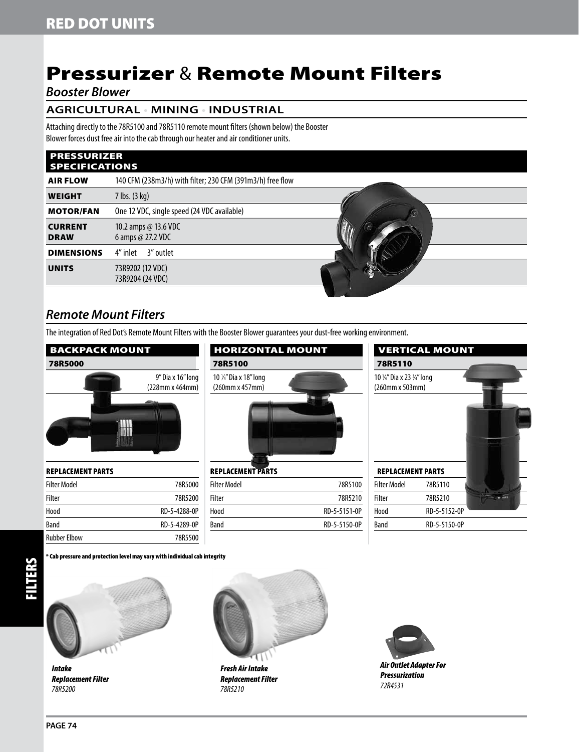# Pressurizer & Remote Mount Filters

*Booster Blower*

## AGRICULTURAL • MINING • INDUSTRIAL

Attaching directly to the 78R5100 and 78R5110 remote mount filters (shown below) the Booster Blower forces dust free air into the cab through our heater and air conditioner units.

| PRESSURIZER SPECIFICATIONS | |
|---|---|
| **AIR FLOW** | 140 CFM (238m3/h) with filter; 230 CFM (391m3/h) free flow |
| **WEIGHT** | 7 lbs. (3 kg) |
| **MOTOR/FAN** | One 12 VDC, single speed (24 VDC available) |
| **CURRENT DRAW** | 10.2 amps @ 13.6 VDC<br>6 amps @ 27.2 VDC |
| **DIMENSIONS** | 4" inlet 3" outlet |
| **UNITS** | 73R9202 (12 VDC)<br>73R9204 (24 VDC) |

## *Remote Mount Filters*

The integration of Red Dot's Remote Mount Filters with the Booster Blower guarantees your dust-free working environment.

### BACKPACK MOUNT

**78R5000**

9" Dia x 16" long (228mm x 464mm)

| REPLACEMENT PARTS | |
|---|---|
| Filter Model | 78R5000 |
| Filter | 78R5200 |
| Hood | RD-5-4288-0P |
| Band | RD-5-4289-0P |
| Rubber Elbow | 78R5500 |

### HORIZONTAL MOUNT

**78R5100**

10 ¼" Dia x 18" long (260mm x 457mm)

| REPLACEMENT PARTS | |
|---|---|
| Filter Model | 78R5100 |
| Filter | 78R5210 |
| Hood | RD-5-5151-0P |
| Band | RD-5-5150-0P |

### VERTICAL MOUNT

**78R5110**

10 ¼" Dia x 23 ¾" long (260mm x 503mm)

| REPLACEMENT PARTS | |
|---|---|
| Filter Model | 78R5110 |
| Filter | 78R5210 |
| Hood | RD-5-5152-0P |
| Band | RD-5-5150-0P |

**\* Cab pressure and protection level may vary with individual cab integrity**

***Intake Replacement Filter***
*78R5200*

***Fresh Air Intake Replacement Filter***
*78R5210*

***Air Outlet Adapter For Pressurization***
*72R4531*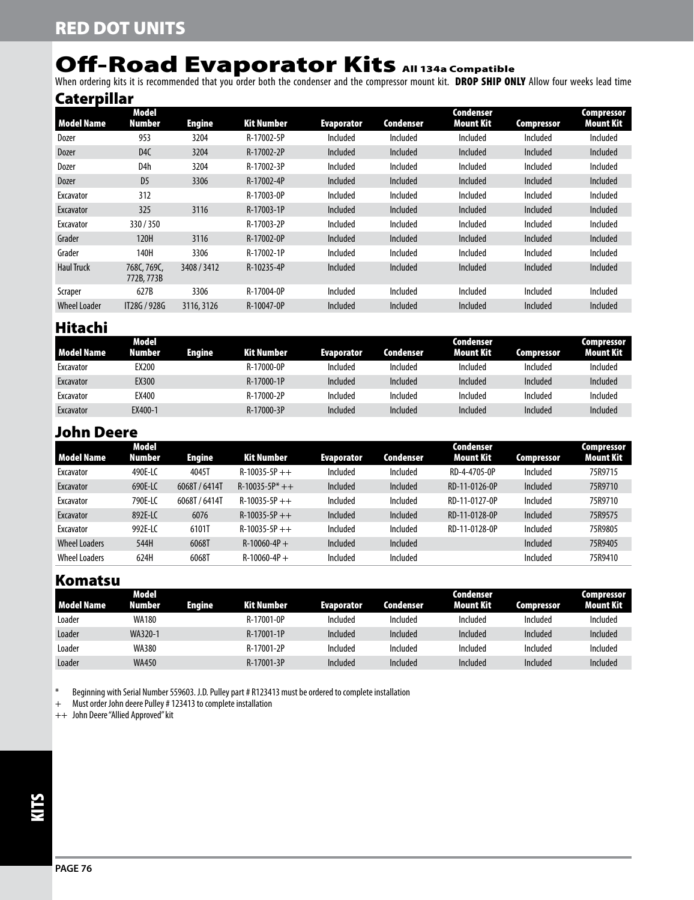# RED DOT UNITS

## Off-Road Evaporator Kits All 134a Compatible

When ordering kits it is recommended that you order both the condenser and the compressor mount kit. **DROP SHIP ONLY** Allow four weeks lead time

### Caterpillar

| Model Name | Model Number | Engine | Kit Number | Evaporator | Condenser | Condenser Mount Kit | Compressor | Compressor Mount Kit |
|---|---|---|---|---|---|---|---|---|
| Dozer | 953 | 3204 | R-17002-5P | Included | Included | Included | Included | Included |
| Dozer | D4C | 3204 | R-17002-2P | Included | Included | Included | Included | Included |
| Dozer | D4h | 3204 | R-17002-3P | Included | Included | Included | Included | Included |
| Dozer | D5 | 3306 | R-17002-4P | Included | Included | Included | Included | Included |
| Excavator | 312 | | R-17003-0P | Included | Included | Included | Included | Included |
| Excavator | 325 | 3116 | R-17003-1P | Included | Included | Included | Included | Included |
| Excavator | 330 / 350 | | R-17003-2P | Included | Included | Included | Included | Included |
| Grader | 120H | 3116 | R-17002-0P | Included | Included | Included | Included | Included |
| Grader | 140H | 3306 | R-17002-1P | Included | Included | Included | Included | Included |
| Haul Truck | 768C, 769C, 772B, 773B | 3408 / 3412 | R-10235-4P | Included | | Included | Included | Included |
| Scraper | 627B | 3306 | R-17004-0P | Included | Included | Included | Included | Included |
| Wheel Loader | IT28G / 928G | 3116, 3126 | R-10047-0P | Included | Included | Included | Included | Included |

### Hitachi

| Model Name | Model Number | Engine | Kit Number | Evaporator | Condenser | Condenser Mount Kit | Compressor | Compressor Mount Kit |
|---|---|---|---|---|---|---|---|---|
| Excavator | EX200 | | R-17000-0P | Included | Included | Included | Included | Included |
| Excavator | EX300 | | R-17000-1P | Included | Included | Included | Included | Included |
| Excavator | EX400 | | R-17000-2P | Included | Included | Included | Included | Included |
| Excavator | EX400-1 | | R-17000-3P | Included | Included | Included | Included | Included |

### John Deere

| Model Name | Model Number | Engine | Kit Number | Evaporator | Condenser | Condenser Mount Kit | Compressor | Compressor Mount Kit |
|---|---|---|---|---|---|---|---|---|
| Excavator | 490E-LC | 4045T | R-10035-5P ++ | Included | Included | RD-4-4705-0P | Included | 75R9715 |
| Excavator | 690E-LC | 6068T / 6414T | R-10035-5P* ++ | Included | Included | RD-11-0126-0P | Included | 75R9710 |
| Excavator | 790E-LC | 6068T / 6414T | R-10035-5P ++ | Included | Included | RD-11-0127-0P | Included | 75R9710 |
| Excavator | 892E-LC | 6076 | R-10035-5P ++ | Included | Included | RD-11-0128-0P | Included | 75R9575 |
| Excavator | 992E-LC | 6101T | R-10035-5P ++ | Included | Included | RD-11-0128-0P | Included | 75R9805 |
| Wheel Loaders | 544H | 6068T | R-10060-4P + | Included | Included | | Included | 75R9405 |
| Wheel Loaders | 624H | 6068T | R-10060-4P + | Included | Included | | Included | 75R9410 |

### Komatsu

| Model Name | Model Number | Engine | Kit Number | Evaporator | Condenser | Condenser Mount Kit | Compressor | Compressor Mount Kit |
|---|---|---|---|---|---|---|---|---|
| Loader | WA180 | | R-17001-0P | Included | Included | Included | Included | Included |
| Loader | WA320-1 | | R-17001-1P | Included | Included | Included | Included | Included |
| Loader | WA380 | | R-17001-2P | Included | Included | Included | Included | Included |
| Loader | WA450 | | R-17001-3P | Included | Included | Included | Included | Included |

\* Beginning with Serial Number 559603. J.D. Pulley part # R123413 must be ordered to complete installation

\+ Must order John deere Pulley # 123413 to complete installation

++ John Deere "Allied Approved" kit